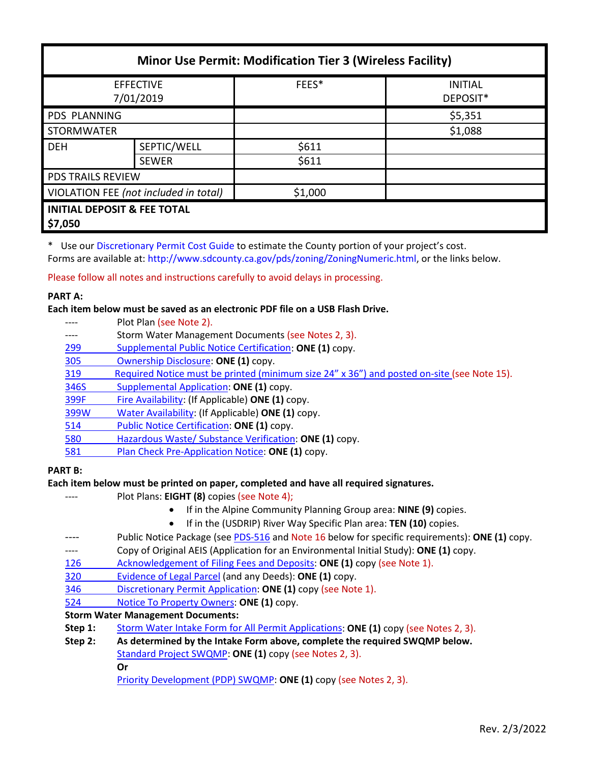| Minor Use Permit: Modification Tier 3 (Wireless Facility) | | | |
|---|---|---|---|
| EFFECTIVE 7/01/2019 | | FEES* | INITIAL DEPOSIT* |
| PDS PLANNING | | | $5,351 |
| STORMWATER | | | $1,088 |
| DEH | SEPTIC/WELL | $611 | |
| | SEWER | $611 | |
| PDS TRAILS REVIEW | | | |
| VIOLATION FEE *(not included in total)* | | $1,000 | |
| **INITIAL DEPOSIT & FEE TOTAL $7,050** | | | |

\* Use our Discretionary Permit Cost Guide to estimate the County portion of your project's cost.
Forms are available at: http://www.sdcounty.ca.gov/pds/zoning/ZoningNumeric.html, or the links below.

Please follow all notes and instructions carefully to avoid delays in processing.

**PART A:**

**Each item below must be saved as an electronic PDF file on a USB Flash Drive.**

- ---- Plot Plan (see Note 2).
- ---- Storm Water Management Documents (see Notes 2, 3).
- 299 Supplemental Public Notice Certification: **ONE (1)** copy.
- 305 Ownership Disclosure: **ONE (1)** copy.
- 319 Required Notice must be printed (minimum size 24" x 36") and posted on-site (see Note 15).
- 346S Supplemental Application: **ONE (1)** copy.
- 399F Fire Availability: (If Applicable) **ONE (1)** copy.
- 399W Water Availability: (If Applicable) **ONE (1)** copy.
- 514 Public Notice Certification: **ONE (1)** copy.
- 580 Hazardous Waste/ Substance Verification: **ONE (1)** copy.
- 581 Plan Check Pre-Application Notice: **ONE (1)** copy.

**PART B:**

**Each item below must be printed on paper, completed and have all required signatures.**

- ---- Plot Plans: **EIGHT (8)** copies (see Note 4);
  - If in the Alpine Community Planning Group area: **NINE (9)** copies.
  - If in the (USDRIP) River Way Specific Plan area: **TEN (10)** copies.
- ---- Public Notice Package (see PDS-516 and Note 16 below for specific requirements): **ONE (1)** copy.
- ---- Copy of Original AEIS (Application for an Environmental Initial Study): **ONE (1)** copy.
- 126 Acknowledgement of Filing Fees and Deposits: **ONE (1)** copy (see Note 1).
- 320 Evidence of Legal Parcel (and any Deeds): **ONE (1)** copy.
- 346 Discretionary Permit Application: **ONE (1)** copy (see Note 1).
- 524 Notice To Property Owners: **ONE (1)** copy.

**Storm Water Management Documents:**

**Step 1:** Storm Water Intake Form for All Permit Applications: **ONE (1)** copy (see Notes 2, 3).

**Step 2:** **As determined by the Intake Form above, complete the required SWQMP below.**

Standard Project SWQMP: **ONE (1)** copy (see Notes 2, 3).

**Or**

Priority Development (PDP) SWQMP: **ONE (1)** copy (see Notes 2, 3).

Rev. 2/3/2022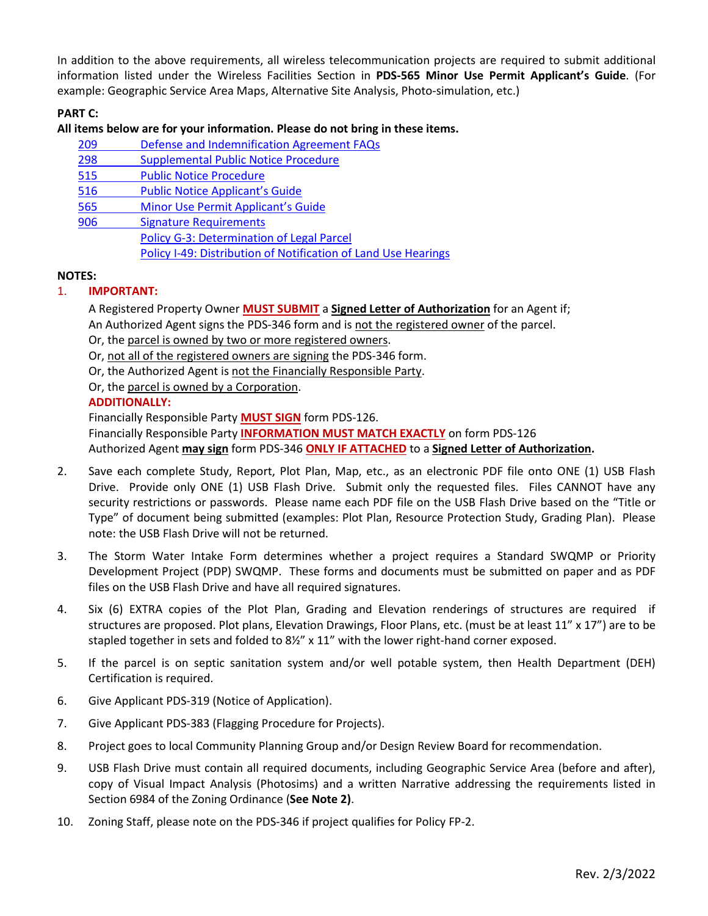In addition to the above requirements, all wireless telecommunication projects are required to submit additional information listed under the Wireless Facilities Section in **PDS-565 Minor Use Permit Applicant's Guide**. (For example: Geographic Service Area Maps, Alternative Site Analysis, Photo-simulation, etc.)

**PART C:**

**All items below are for your information. Please do not bring in these items.**

- 209 Defense and Indemnification Agreement FAQs
- 298 Supplemental Public Notice Procedure
- 515 Public Notice Procedure
- 516 Public Notice Applicant's Guide
- 565 Minor Use Permit Applicant's Guide
- 906 Signature Requirements
- Policy G-3: Determination of Legal Parcel
- Policy I-49: Distribution of Notification of Land Use Hearings

**NOTES:**

1. **IMPORTANT:**

   A Registered Property Owner **MUST SUBMIT** a **Signed Letter of Authorization** for an Agent if;
   An Authorized Agent signs the PDS-346 form and is not the registered owner of the parcel.
   Or, the parcel is owned by two or more registered owners.
   Or, not all of the registered owners are signing the PDS-346 form.
   Or, the Authorized Agent is not the Financially Responsible Party.
   Or, the parcel is owned by a Corporation.

   **ADDITIONALLY:**

   Financially Responsible Party **MUST SIGN** form PDS-126.
   Financially Responsible Party **INFORMATION MUST MATCH EXACTLY** on form PDS-126
   Authorized Agent **may sign** form PDS-346 **ONLY IF ATTACHED** to a **Signed Letter of Authorization.**

2. Save each complete Study, Report, Plot Plan, Map, etc., as an electronic PDF file onto ONE (1) USB Flash Drive. Provide only ONE (1) USB Flash Drive. Submit only the requested files. Files CANNOT have any security restrictions or passwords. Please name each PDF file on the USB Flash Drive based on the "Title or Type" of document being submitted (examples: Plot Plan, Resource Protection Study, Grading Plan). Please note: the USB Flash Drive will not be returned.

3. The Storm Water Intake Form determines whether a project requires a Standard SWQMP or Priority Development Project (PDP) SWQMP. These forms and documents must be submitted on paper and as PDF files on the USB Flash Drive and have all required signatures.

4. Six (6) EXTRA copies of the Plot Plan, Grading and Elevation renderings of structures are required if structures are proposed. Plot plans, Elevation Drawings, Floor Plans, etc. (must be at least 11" x 17") are to be stapled together in sets and folded to 8½" x 11" with the lower right-hand corner exposed.

5. If the parcel is on septic sanitation system and/or well potable system, then Health Department (DEH) Certification is required.

6. Give Applicant PDS-319 (Notice of Application).

7. Give Applicant PDS-383 (Flagging Procedure for Projects).

8. Project goes to local Community Planning Group and/or Design Review Board for recommendation.

9. USB Flash Drive must contain all required documents, including Geographic Service Area (before and after), copy of Visual Impact Analysis (Photosims) and a written Narrative addressing the requirements listed in Section 6984 of the Zoning Ordinance (**See Note 2)**.

10. Zoning Staff, please note on the PDS-346 if project qualifies for Policy FP-2.

Rev. 2/3/2022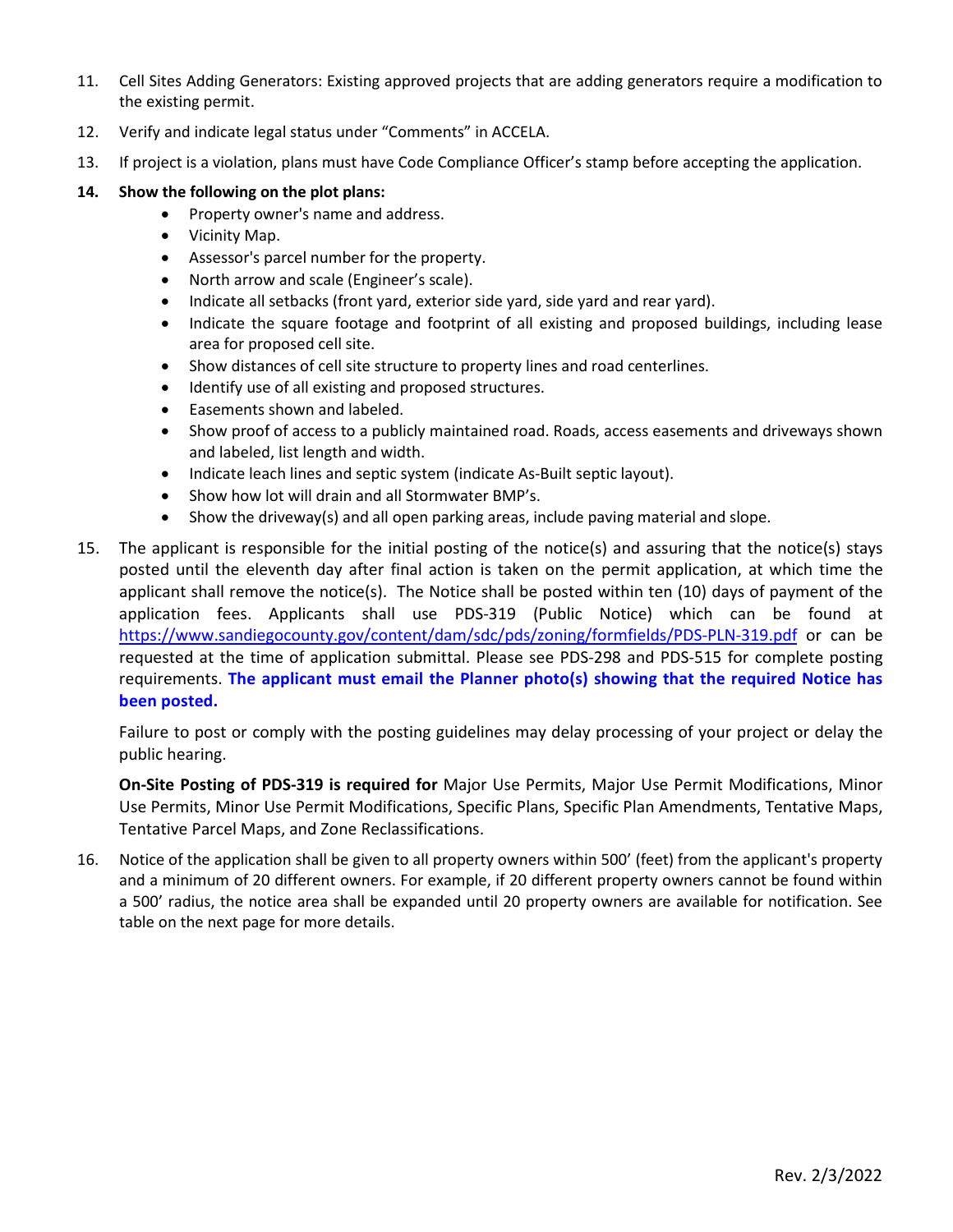11. Cell Sites Adding Generators: Existing approved projects that are adding generators require a modification to the existing permit.

12. Verify and indicate legal status under "Comments" in ACCELA.

13. If project is a violation, plans must have Code Compliance Officer's stamp before accepting the application.

14. **Show the following on the plot plans:**
    - Property owner's name and address.
    - Vicinity Map.
    - Assessor's parcel number for the property.
    - North arrow and scale (Engineer's scale).
    - Indicate all setbacks (front yard, exterior side yard, side yard and rear yard).
    - Indicate the square footage and footprint of all existing and proposed buildings, including lease area for proposed cell site.
    - Show distances of cell site structure to property lines and road centerlines.
    - Identify use of all existing and proposed structures.
    - Easements shown and labeled.
    - Show proof of access to a publicly maintained road. Roads, access easements and driveways shown and labeled, list length and width.
    - Indicate leach lines and septic system (indicate As-Built septic layout).
    - Show how lot will drain and all Stormwater BMP's.
    - Show the driveway(s) and all open parking areas, include paving material and slope.

15. The applicant is responsible for the initial posting of the notice(s) and assuring that the notice(s) stays posted until the eleventh day after final action is taken on the permit application, at which time the applicant shall remove the notice(s). The Notice shall be posted within ten (10) days of payment of the application fees. Applicants shall use PDS-319 (Public Notice) which can be found at https://www.sandiegocounty.gov/content/dam/sdc/pds/zoning/formfields/PDS-PLN-319.pdf or can be requested at the time of application submittal. Please see PDS-298 and PDS-515 for complete posting requirements. **The applicant must email the Planner photo(s) showing that the required Notice has been posted.**

    Failure to post or comply with the posting guidelines may delay processing of your project or delay the public hearing.

    **On-Site Posting of PDS-319 is required for** Major Use Permits, Major Use Permit Modifications, Minor Use Permits, Minor Use Permit Modifications, Specific Plans, Specific Plan Amendments, Tentative Maps, Tentative Parcel Maps, and Zone Reclassifications.

16. Notice of the application shall be given to all property owners within 500' (feet) from the applicant's property and a minimum of 20 different owners. For example, if 20 different property owners cannot be found within a 500' radius, the notice area shall be expanded until 20 property owners are available for notification. See table on the next page for more details.

Rev. 2/3/2022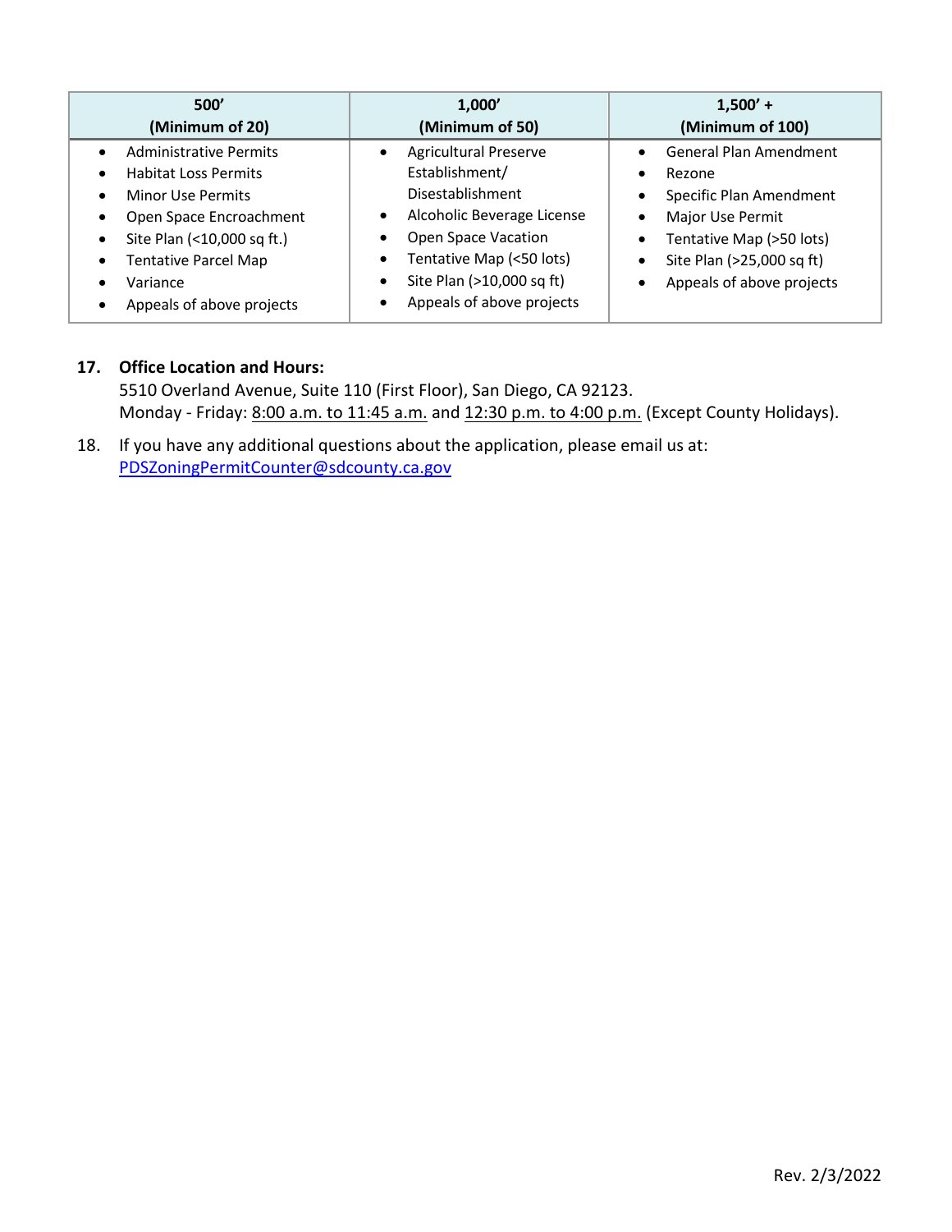| 500'<br>(Minimum of 20) | 1,000'<br>(Minimum of 50) | 1,500' +<br>(Minimum of 100) |
|---|---|---|
| • Administrative Permits<br>• Habitat Loss Permits<br>• Minor Use Permits<br>• Open Space Encroachment<br>• Site Plan (<10,000 sq ft.)<br>• Tentative Parcel Map<br>• Variance<br>• Appeals of above projects | • Agricultural Preserve Establishment/ Disestablishment<br>• Alcoholic Beverage License<br>• Open Space Vacation<br>• Tentative Map (<50 lots)<br>• Site Plan (>10,000 sq ft)<br>• Appeals of above projects | • General Plan Amendment<br>• Rezone<br>• Specific Plan Amendment<br>• Major Use Permit<br>• Tentative Map (>50 lots)<br>• Site Plan (>25,000 sq ft)<br>• Appeals of above projects |

17. **Office Location and Hours:**
    5510 Overland Avenue, Suite 110 (First Floor), San Diego, CA 92123.
    Monday - Friday: 8:00 a.m. to 11:45 a.m. and 12:30 p.m. to 4:00 p.m. (Except County Holidays).

18. If you have any additional questions about the application, please email us at:
    [PDSZoningPermitCounter@sdcounty.ca.gov](mailto:PDSZoningPermitCounter@sdcounty.ca.gov)

Rev. 2/3/2022